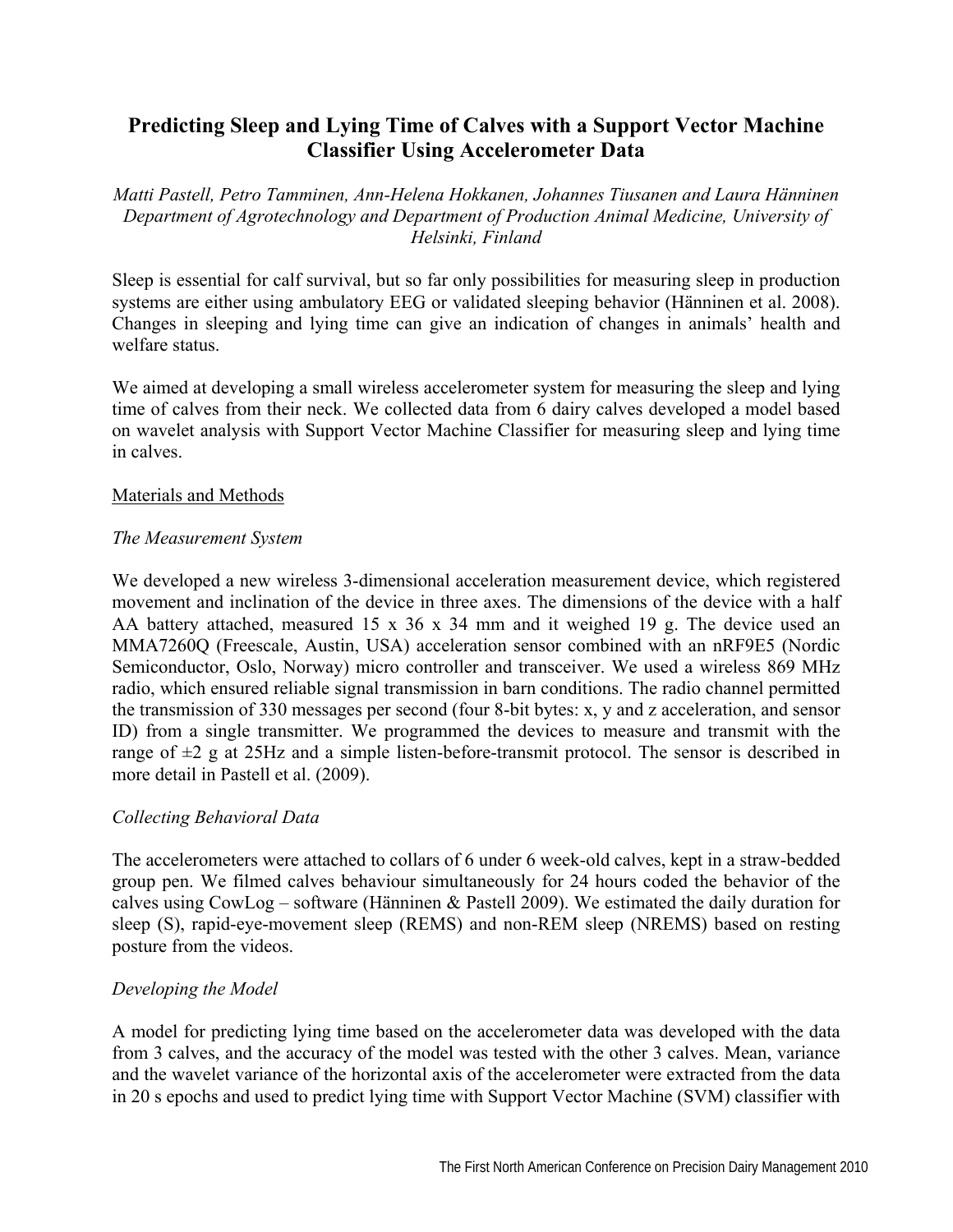# Predicting Sleep and Lying Time of Calves with a Support Vector Machine Classifier Using Accelerometer Data

*Matti Pastell, Petro Tamminen, Ann-Helena Hokkanen, Johannes Tiusanen and Laura Hänninen*
*Department of Agrotechnology and Department of Production Animal Medicine, University of Helsinki, Finland*

Sleep is essential for calf survival, but so far only possibilities for measuring sleep in production systems are either using ambulatory EEG or validated sleeping behavior (Hänninen et al. 2008). Changes in sleeping and lying time can give an indication of changes in animals' health and welfare status.

We aimed at developing a small wireless accelerometer system for measuring the sleep and lying time of calves from their neck. We collected data from 6 dairy calves developed a model based on wavelet analysis with Support Vector Machine Classifier for measuring sleep and lying time in calves.

## Materials and Methods

### *The Measurement System*

We developed a new wireless 3-dimensional acceleration measurement device, which registered movement and inclination of the device in three axes. The dimensions of the device with a half AA battery attached, measured 15 x 36 x 34 mm and it weighed 19 g. The device used an MMA7260Q (Freescale, Austin, USA) acceleration sensor combined with an nRF9E5 (Nordic Semiconductor, Oslo, Norway) micro controller and transceiver. We used a wireless 869 MHz radio, which ensured reliable signal transmission in barn conditions. The radio channel permitted the transmission of 330 messages per second (four 8-bit bytes: x, y and z acceleration, and sensor ID) from a single transmitter. We programmed the devices to measure and transmit with the range of ±2 g at 25Hz and a simple listen-before-transmit protocol. The sensor is described in more detail in Pastell et al. (2009).

### *Collecting Behavioral Data*

The accelerometers were attached to collars of 6 under 6 week-old calves, kept in a straw-bedded group pen. We filmed calves behaviour simultaneously for 24 hours coded the behavior of the calves using CowLog – software (Hänninen & Pastell 2009). We estimated the daily duration for sleep (S), rapid-eye-movement sleep (REMS) and non-REM sleep (NREMS) based on resting posture from the videos.

### *Developing the Model*

A model for predicting lying time based on the accelerometer data was developed with the data from 3 calves, and the accuracy of the model was tested with the other 3 calves. Mean, variance and the wavelet variance of the horizontal axis of the accelerometer were extracted from the data in 20 s epochs and used to predict lying time with Support Vector Machine (SVM) classifier with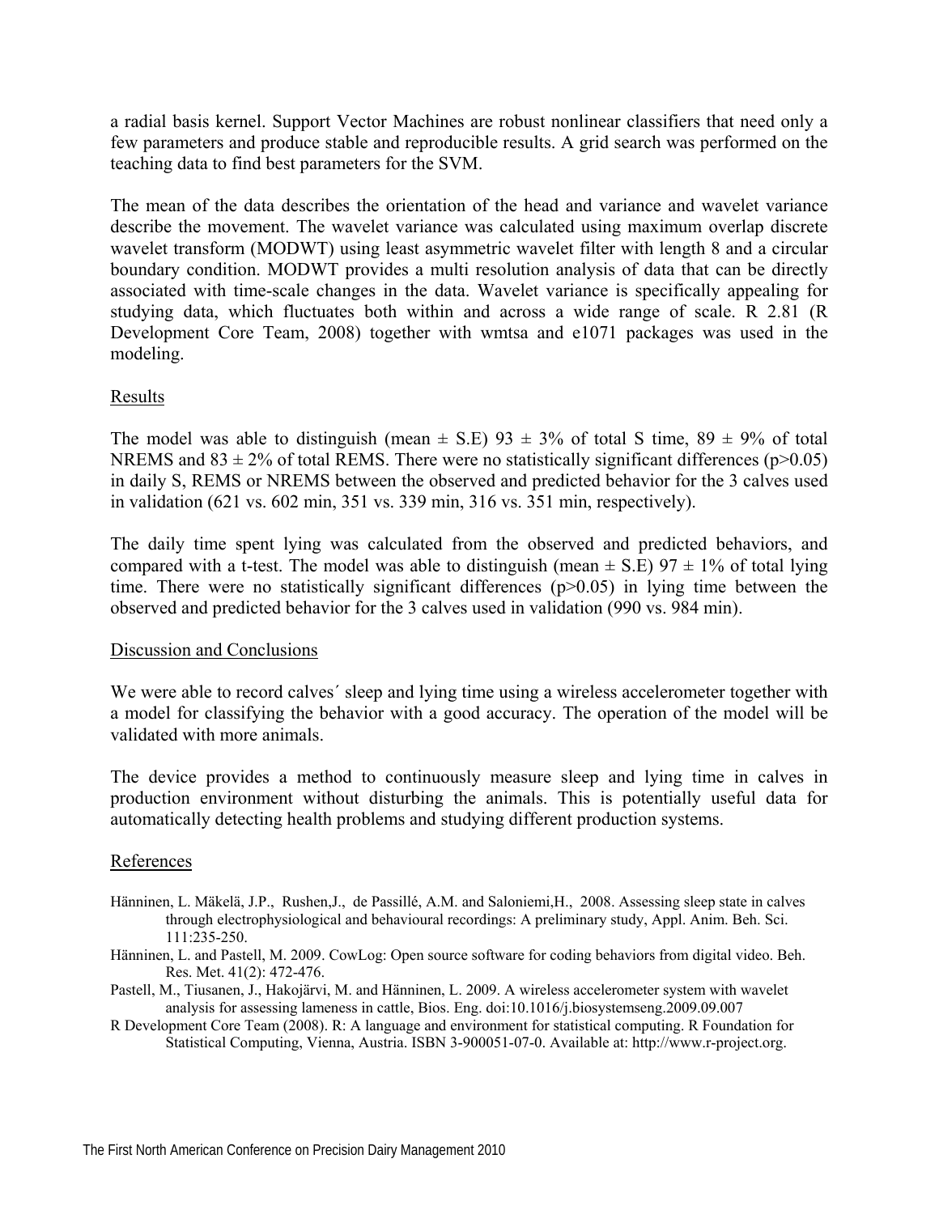a radial basis kernel. Support Vector Machines are robust nonlinear classifiers that need only a few parameters and produce stable and reproducible results. A grid search was performed on the teaching data to find best parameters for the SVM.

The mean of the data describes the orientation of the head and variance and wavelet variance describe the movement. The wavelet variance was calculated using maximum overlap discrete wavelet transform (MODWT) using least asymmetric wavelet filter with length 8 and a circular boundary condition. MODWT provides a multi resolution analysis of data that can be directly associated with time-scale changes in the data. Wavelet variance is specifically appealing for studying data, which fluctuates both within and across a wide range of scale. R 2.81 (R Development Core Team, 2008) together with wmtsa and e1071 packages was used in the modeling.

## Results

The model was able to distinguish (mean ± S.E) 93 ± 3% of total S time, 89 ± 9% of total NREMS and 83 ± 2% of total REMS. There were no statistically significant differences ($p>0.05$) in daily S, REMS or NREMS between the observed and predicted behavior for the 3 calves used in validation (621 vs. 602 min, 351 vs. 339 min, 316 vs. 351 min, respectively).

The daily time spent lying was calculated from the observed and predicted behaviors, and compared with a t-test. The model was able to distinguish (mean ± S.E) 97 ± 1% of total lying time. There were no statistically significant differences ($p>0.05$) in lying time between the observed and predicted behavior for the 3 calves used in validation (990 vs. 984 min).

## Discussion and Conclusions

We were able to record calves´ sleep and lying time using a wireless accelerometer together with a model for classifying the behavior with a good accuracy. The operation of the model will be validated with more animals.

The device provides a method to continuously measure sleep and lying time in calves in production environment without disturbing the animals. This is potentially useful data for automatically detecting health problems and studying different production systems.

## References

Hänninen, L. Mäkelä, J.P., Rushen,J., de Passillé, A.M. and Saloniemi,H., 2008. Assessing sleep state in calves through electrophysiological and behavioural recordings: A preliminary study, Appl. Anim. Beh. Sci. 111:235-250.

Hänninen, L. and Pastell, M. 2009. CowLog: Open source software for coding behaviors from digital video. Beh. Res. Met. 41(2): 472-476.

Pastell, M., Tiusanen, J., Hakojärvi, M. and Hänninen, L. 2009. A wireless accelerometer system with wavelet analysis for assessing lameness in cattle, Bios. Eng. doi:10.1016/j.biosystemseng.2009.09.007

R Development Core Team (2008). R: A language and environment for statistical computing. R Foundation for Statistical Computing, Vienna, Austria. ISBN 3-900051-07-0. Available at: http://www.r-project.org.